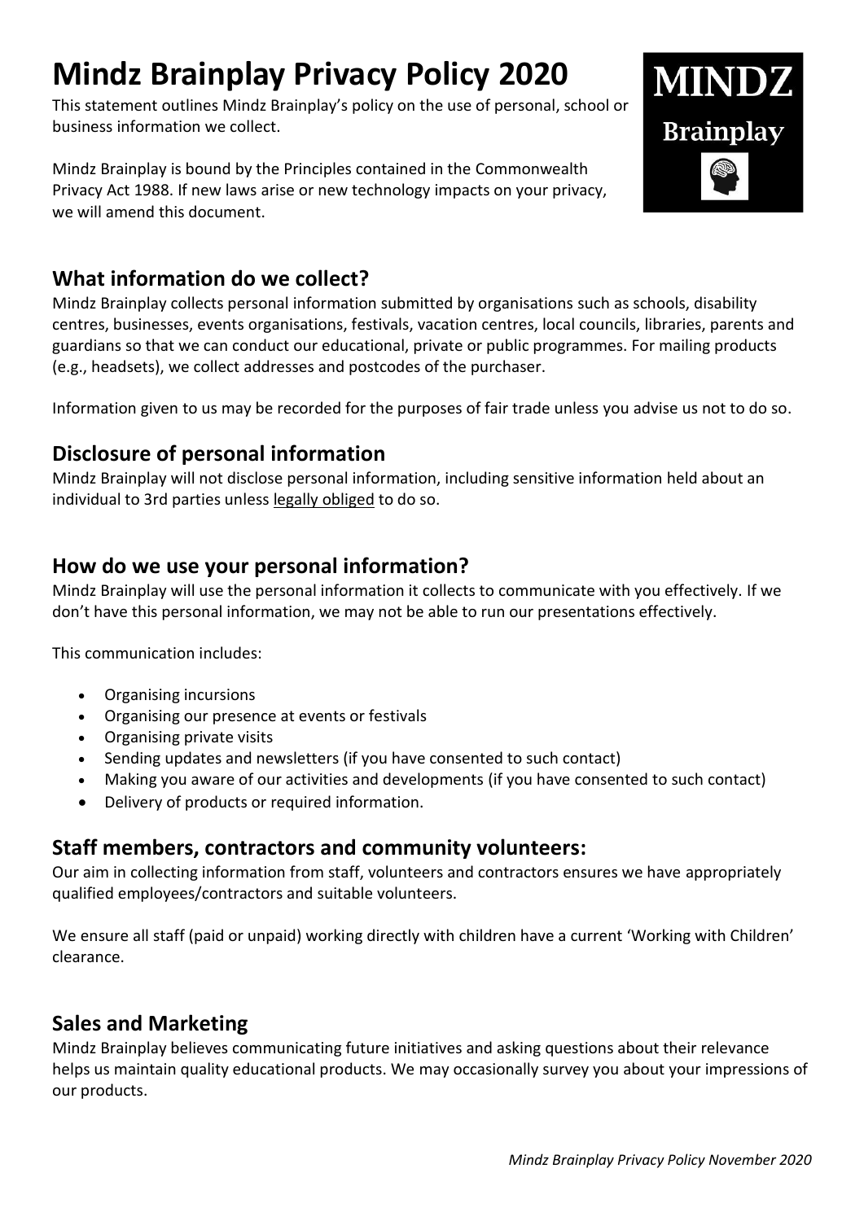# Mindz Brainplay Privacy Policy 2020

This statement outlines Mindz Brainplay's policy on the use of personal, school or business information we collect.

Mindz Brainplay is bound by the Principles contained in the Commonwealth Privacy Act 1988. If new laws arise or new technology impacts on your privacy, we will amend this document.

## What information do we collect?

Mindz Brainplay collects personal information submitted by organisations such as schools, disability centres, businesses, events organisations, festivals, vacation centres, local councils, libraries, parents and guardians so that we can conduct our educational, private or public programmes. For mailing products (e.g., headsets), we collect addresses and postcodes of the purchaser.

Information given to us may be recorded for the purposes of fair trade unless you advise us not to do so.

## Disclosure of personal information

Mindz Brainplay will not disclose personal information, including sensitive information held about an individual to 3rd parties unless legally obliged to do so.

## How do we use your personal information?

Mindz Brainplay will use the personal information it collects to communicate with you effectively. If we don't have this personal information, we may not be able to run our presentations effectively.

This communication includes:

- Organising incursions
- Organising our presence at events or festivals
- Organising private visits
- Sending updates and newsletters (if you have consented to such contact)
- Making you aware of our activities and developments (if you have consented to such contact)
- Delivery of products or required information.

## Staff members, contractors and community volunteers:

Our aim in collecting information from staff, volunteers and contractors ensures we have appropriately qualified employees/contractors and suitable volunteers.

We ensure all staff (paid or unpaid) working directly with children have a current 'Working with Children' clearance.

## Sales and Marketing

Mindz Brainplay believes communicating future initiatives and asking questions about their relevance helps us maintain quality educational products. We may occasionally survey you about your impressions of our products.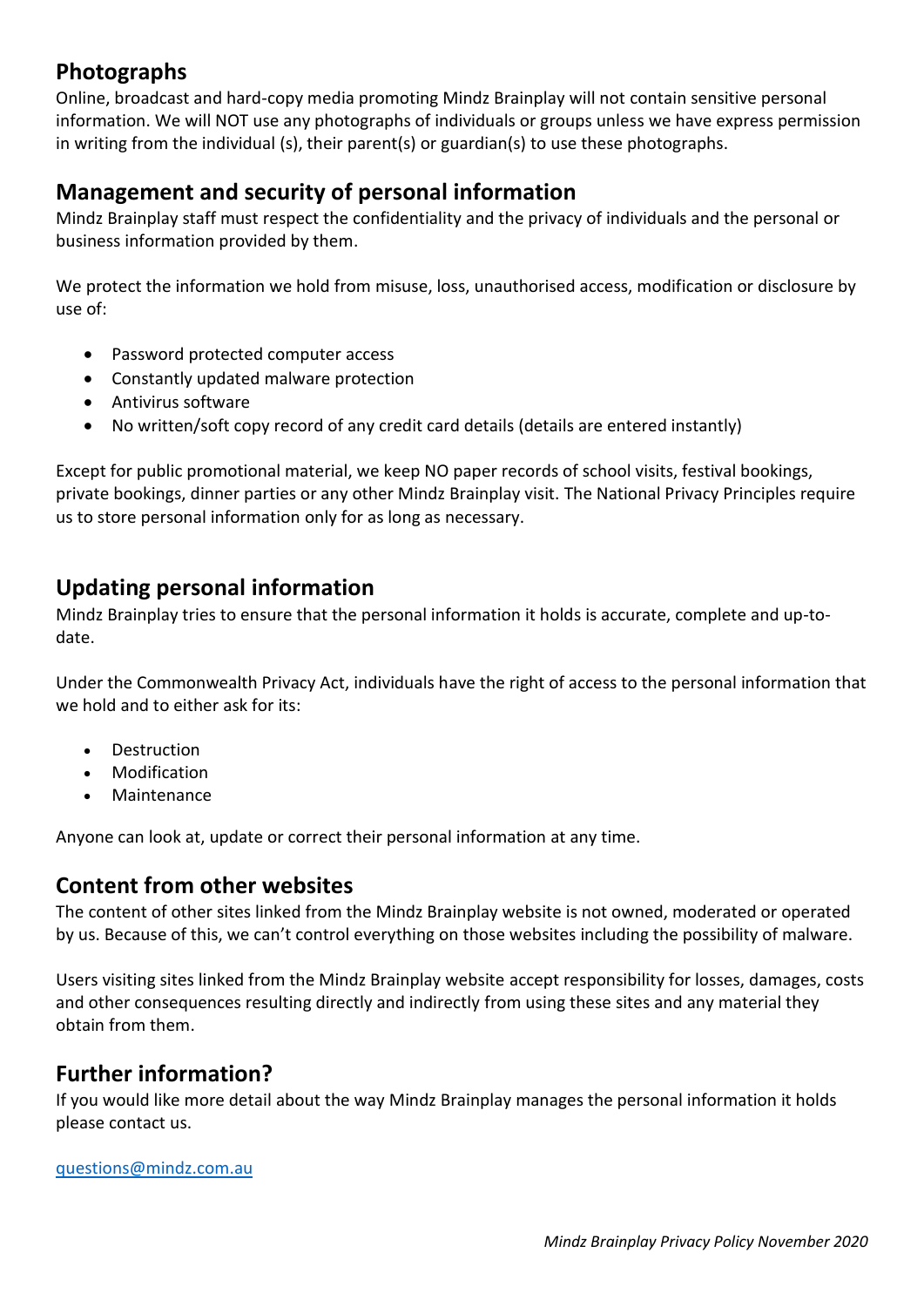## Photographs

Online, broadcast and hard-copy media promoting Mindz Brainplay will not contain sensitive personal information. We will NOT use any photographs of individuals or groups unless we have express permission in writing from the individual (s), their parent(s) or guardian(s) to use these photographs.

## Management and security of personal information

Mindz Brainplay staff must respect the confidentiality and the privacy of individuals and the personal or business information provided by them.

We protect the information we hold from misuse, loss, unauthorised access, modification or disclosure by use of:

- Password protected computer access
- Constantly updated malware protection
- Antivirus software
- No written/soft copy record of any credit card details (details are entered instantly)

Except for public promotional material, we keep NO paper records of school visits, festival bookings, private bookings, dinner parties or any other Mindz Brainplay visit. The National Privacy Principles require us to store personal information only for as long as necessary.

## Updating personal information

Mindz Brainplay tries to ensure that the personal information it holds is accurate, complete and up-to-date.

Under the Commonwealth Privacy Act, individuals have the right of access to the personal information that we hold and to either ask for its:

- Destruction
- Modification
- Maintenance

Anyone can look at, update or correct their personal information at any time.

## Content from other websites

The content of other sites linked from the Mindz Brainplay website is not owned, moderated or operated by us. Because of this, we can't control everything on those websites including the possibility of malware.

Users visiting sites linked from the Mindz Brainplay website accept responsibility for losses, damages, costs and other consequences resulting directly and indirectly from using these sites and any material they obtain from them.

## Further information?

If you would like more detail about the way Mindz Brainplay manages the personal information it holds please contact us.

questions@mindz.com.au

*Mindz Brainplay Privacy Policy November 2020*